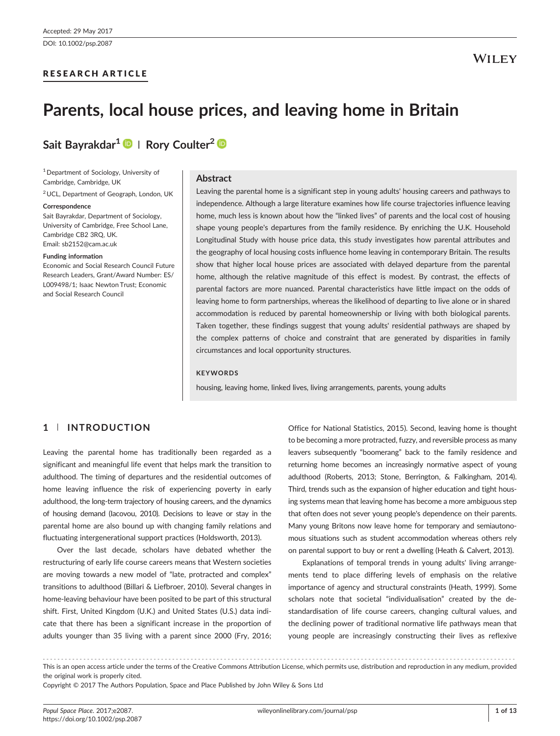Accepted: 29 May 2017

DOI: 10.1002/psp.2087

RESEARCH ARTICLE

# Parents, local house prices, and leaving home in Britain

**Sait Bayrakdar[1] | Rory Coulter[2]**

[1] Department of Sociology, University of Cambridge, Cambridge, UK

[2] UCL, Department of Geograph, London, UK

**Correspondence**

Sait Bayrakdar, Department of Sociology, University of Cambridge, Free School Lane, Cambridge CB2 3RQ, UK.
Email: sb2152@cam.ac.uk

**Funding information**

Economic and Social Research Council Future Research Leaders, Grant/Award Number: ES/L009498/1; Isaac Newton Trust; Economic and Social Research Council

## Abstract

Leaving the parental home is a significant step in young adults' housing careers and pathways to independence. Although a large literature examines how life course trajectories influence leaving home, much less is known about how the "linked lives" of parents and the local cost of housing shape young people's departures from the family residence. By enriching the U.K. Household Longitudinal Study with house price data, this study investigates how parental attributes and the geography of local housing costs influence home leaving in contemporary Britain. The results show that higher local house prices are associated with delayed departure from the parental home, although the relative magnitude of this effect is modest. By contrast, the effects of parental factors are more nuanced. Parental characteristics have little impact on the odds of leaving home to form partnerships, whereas the likelihood of departing to live alone or in shared accommodation is reduced by parental homeownership or living with both biological parents. Taken together, these findings suggest that young adults' residential pathways are shaped by the complex patterns of choice and constraint that are generated by disparities in family circumstances and local opportunity structures.

**KEYWORDS**

housing, leaving home, linked lives, living arrangements, parents, young adults

## 1 | INTRODUCTION

Leaving the parental home has traditionally been regarded as a significant and meaningful life event that helps mark the transition to adulthood. The timing of departures and the residential outcomes of home leaving influence the risk of experiencing poverty in early adulthood, the long-term trajectory of housing careers, and the dynamics of housing demand (Iacovou, 2010). Decisions to leave or stay in the parental home are also bound up with changing family relations and fluctuating intergenerational support practices (Holdsworth, 2013).

Over the last decade, scholars have debated whether the restructuring of early life course careers means that Western societies are moving towards a new model of "late, protracted and complex" transitions to adulthood (Billari & Liefbroer, 2010). Several changes in home-leaving behaviour have been posited to be part of this structural shift. First, United Kingdom (U.K.) and United States (U.S.) data indicate that there has been a significant increase in the proportion of adults younger than 35 living with a parent since 2000 (Fry, 2016; Office for National Statistics, 2015). Second, leaving home is thought to be becoming a more protracted, fuzzy, and reversible process as many leavers subsequently "boomerang" back to the family residence and returning home becomes an increasingly normative aspect of young adulthood (Roberts, 2013; Stone, Berrington, & Falkingham, 2014). Third, trends such as the expansion of higher education and tight housing systems mean that leaving home has become a more ambiguous step that often does not sever young people's dependence on their parents. Many young Britons now leave home for temporary and semiautonomous situations such as student accommodation whereas others rely on parental support to buy or rent a dwelling (Heath & Calvert, 2013).

Explanations of temporal trends in young adults' living arrangements tend to place differing levels of emphasis on the relative importance of agency and structural constraints (Heath, 1999). Some scholars note that societal "individualisation" created by the de-standardisation of life course careers, changing cultural values, and the declining power of traditional normative life pathways mean that young people are increasingly constructing their lives as reflexive

This is an open access article under the terms of the Creative Commons Attribution License, which permits use, distribution and reproduction in any medium, provided the original work is properly cited.

Copyright © 2017 The Authors Population, Space and Place Published by John Wiley & Sons Ltd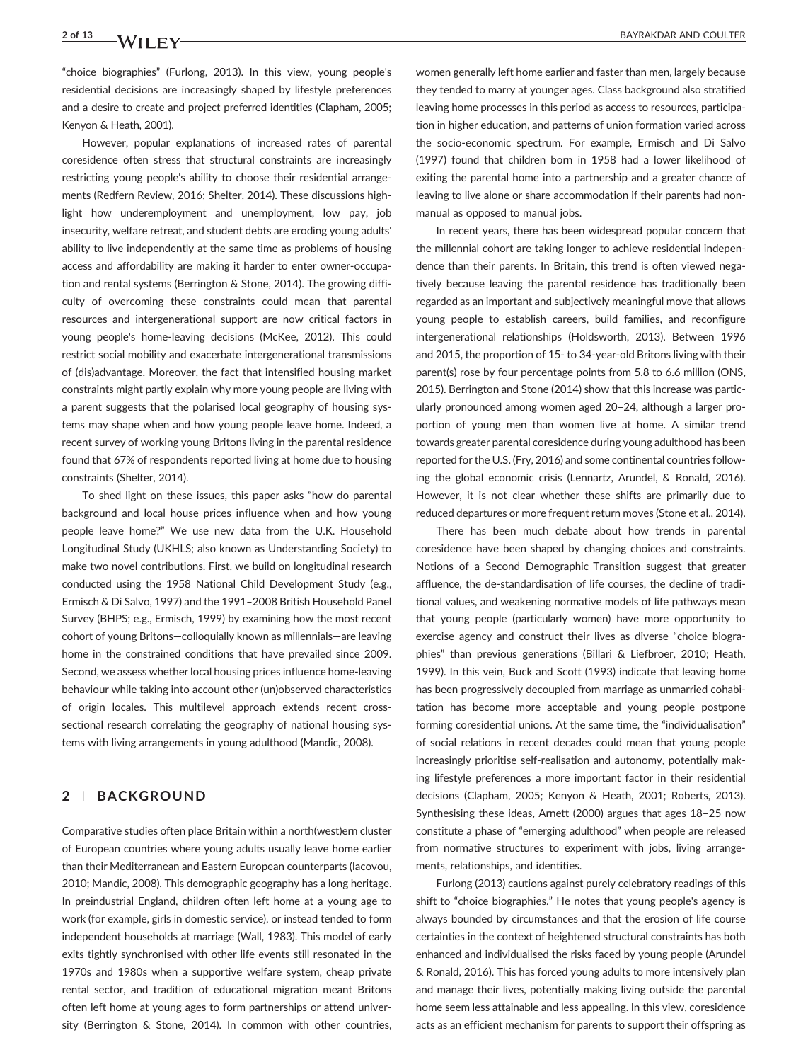"choice biographies" (Furlong, 2013). In this view, young people's residential decisions are increasingly shaped by lifestyle preferences and a desire to create and project preferred identities (Clapham, 2005; Kenyon & Heath, 2001).

However, popular explanations of increased rates of parental coresidence often stress that structural constraints are increasingly restricting young people's ability to choose their residential arrangements (Redfern Review, 2016; Shelter, 2014). These discussions highlight how underemployment and unemployment, low pay, job insecurity, welfare retreat, and student debts are eroding young adults' ability to live independently at the same time as problems of housing access and affordability are making it harder to enter owner-occupation and rental systems (Berrington & Stone, 2014). The growing difficulty of overcoming these constraints could mean that parental resources and intergenerational support are now critical factors in young people's home-leaving decisions (McKee, 2012). This could restrict social mobility and exacerbate intergenerational transmissions of (dis)advantage. Moreover, the fact that intensified housing market constraints might partly explain why more young people are living with a parent suggests that the polarised local geography of housing systems may shape when and how young people leave home. Indeed, a recent survey of working young Britons living in the parental residence found that 67% of respondents reported living at home due to housing constraints (Shelter, 2014).

To shed light on these issues, this paper asks "how do parental background and local house prices influence when and how young people leave home?" We use new data from the U.K. Household Longitudinal Study (UKHLS; also known as Understanding Society) to make two novel contributions. First, we build on longitudinal research conducted using the 1958 National Child Development Study (e.g., Ermisch & Di Salvo, 1997) and the 1991–2008 British Household Panel Survey (BHPS; e.g., Ermisch, 1999) by examining how the most recent cohort of young Britons—colloquially known as millennials—are leaving home in the constrained conditions that have prevailed since 2009. Second, we assess whether local housing prices influence home-leaving behaviour while taking into account other (un)observed characteristics of origin locales. This multilevel approach extends recent cross-sectional research correlating the geography of national housing systems with living arrangements in young adulthood (Mandic, 2008).

## 2 | BACKGROUND

Comparative studies often place Britain within a north(west)ern cluster of European countries where young adults usually leave home earlier than their Mediterranean and Eastern European counterparts (Iacovou, 2010; Mandic, 2008). This demographic geography has a long heritage. In preindustrial England, children often left home at a young age to work (for example, girls in domestic service), or instead tended to form independent households at marriage (Wall, 1983). This model of early exits tightly synchronised with other life events still resonated in the 1970s and 1980s when a supportive welfare system, cheap private rental sector, and tradition of educational migration meant Britons often left home at young ages to form partnerships or attend university (Berrington & Stone, 2014). In common with other countries, women generally left home earlier and faster than men, largely because they tended to marry at younger ages. Class background also stratified leaving home processes in this period as access to resources, participation in higher education, and patterns of union formation varied across the socio-economic spectrum. For example, Ermisch and Di Salvo (1997) found that children born in 1958 had a lower likelihood of exiting the parental home into a partnership and a greater chance of leaving to live alone or share accommodation if their parents had non-manual as opposed to manual jobs.

In recent years, there has been widespread popular concern that the millennial cohort are taking longer to achieve residential independence than their parents. In Britain, this trend is often viewed negatively because leaving the parental residence has traditionally been regarded as an important and subjectively meaningful move that allows young people to establish careers, build families, and reconfigure intergenerational relationships (Holdsworth, 2013). Between 1996 and 2015, the proportion of 15- to 34-year-old Britons living with their parent(s) rose by four percentage points from 5.8 to 6.6 million (ONS, 2015). Berrington and Stone (2014) show that this increase was particularly pronounced among women aged 20–24, although a larger proportion of young men than women live at home. A similar trend towards greater parental coresidence during young adulthood has been reported for the U.S. (Fry, 2016) and some continental countries following the global economic crisis (Lennartz, Arundel, & Ronald, 2016). However, it is not clear whether these shifts are primarily due to reduced departures or more frequent return moves (Stone et al., 2014).

There has been much debate about how trends in parental coresidence have been shaped by changing choices and constraints. Notions of a Second Demographic Transition suggest that greater affluence, the de-standardisation of life courses, the decline of traditional values, and weakening normative models of life pathways mean that young people (particularly women) have more opportunity to exercise agency and construct their lives as diverse "choice biographies" than previous generations (Billari & Liefbroer, 2010; Heath, 1999). In this vein, Buck and Scott (1993) indicate that leaving home has been progressively decoupled from marriage as unmarried cohabitation has become more acceptable and young people postpone forming coresidential unions. At the same time, the "individualisation" of social relations in recent decades could mean that young people increasingly prioritise self-realisation and autonomy, potentially making lifestyle preferences a more important factor in their residential decisions (Clapham, 2005; Kenyon & Heath, 2001; Roberts, 2013). Synthesising these ideas, Arnett (2000) argues that ages 18–25 now constitute a phase of "emerging adulthood" when people are released from normative structures to experiment with jobs, living arrangements, relationships, and identities.

Furlong (2013) cautions against purely celebratory readings of this shift to "choice biographies." He notes that young people's agency is always bounded by circumstances and that the erosion of life course certainties in the context of heightened structural constraints has both enhanced and individualised the risks faced by young people (Arundel & Ronald, 2016). This has forced young adults to more intensively plan and manage their lives, potentially making living outside the parental home seem less attainable and less appealing. In this view, coresidence acts as an efficient mechanism for parents to support their offspring as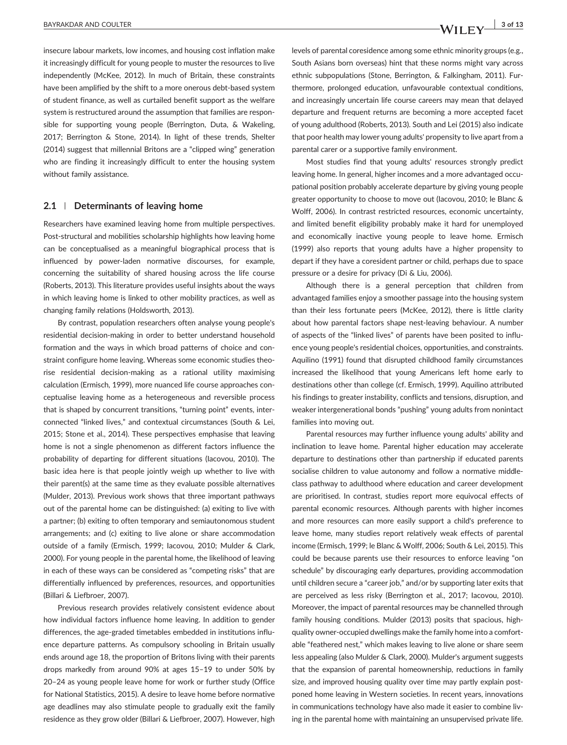insecure labour markets, low incomes, and housing cost inflation make it increasingly difficult for young people to muster the resources to live independently (McKee, 2012). In much of Britain, these constraints have been amplified by the shift to a more onerous debt-based system of student finance, as well as curtailed benefit support as the welfare system is restructured around the assumption that families are responsible for supporting young people (Berrington, Duta, & Wakeling, 2017; Berrington & Stone, 2014). In light of these trends, Shelter (2014) suggest that millennial Britons are a "clipped wing" generation who are finding it increasingly difficult to enter the housing system without family assistance.

## 2.1 | Determinants of leaving home

Researchers have examined leaving home from multiple perspectives. Post-structural and mobilities scholarship highlights how leaving home can be conceptualised as a meaningful biographical process that is influenced by power-laden normative discourses, for example, concerning the suitability of shared housing across the life course (Roberts, 2013). This literature provides useful insights about the ways in which leaving home is linked to other mobility practices, as well as changing family relations (Holdsworth, 2013).

By contrast, population researchers often analyse young people's residential decision-making in order to better understand household formation and the ways in which broad patterns of choice and constraint configure home leaving. Whereas some economic studies theorise residential decision-making as a rational utility maximising calculation (Ermisch, 1999), more nuanced life course approaches conceptualise leaving home as a heterogeneous and reversible process that is shaped by concurrent transitions, "turning point" events, interconnected "linked lives," and contextual circumstances (South & Lei, 2015; Stone et al., 2014). These perspectives emphasise that leaving home is not a single phenomenon as different factors influence the probability of departing for different situations (Iacovou, 2010). The basic idea here is that people jointly weigh up whether to live with their parent(s) at the same time as they evaluate possible alternatives (Mulder, 2013). Previous work shows that three important pathways out of the parental home can be distinguished: (a) exiting to live with a partner; (b) exiting to often temporary and semiautonomous student arrangements; and (c) exiting to live alone or share accommodation outside of a family (Ermisch, 1999; Iacovou, 2010; Mulder & Clark, 2000). For young people in the parental home, the likelihood of leaving in each of these ways can be considered as "competing risks" that are differentially influenced by preferences, resources, and opportunities (Billari & Liefbroer, 2007).

Previous research provides relatively consistent evidence about how individual factors influence home leaving. In addition to gender differences, the age-graded timetables embedded in institutions influence departure patterns. As compulsory schooling in Britain usually ends around age 18, the proportion of Britons living with their parents drops markedly from around 90% at ages 15–19 to under 50% by 20–24 as young people leave home for work or further study (Office for National Statistics, 2015). A desire to leave home before normative age deadlines may also stimulate people to gradually exit the family residence as they grow older (Billari & Liefbroer, 2007). However, high levels of parental coresidence among some ethnic minority groups (e.g., South Asians born overseas) hint that these norms might vary across ethnic subpopulations (Stone, Berrington, & Falkingham, 2011). Furthermore, prolonged education, unfavourable contextual conditions, and increasingly uncertain life course careers may mean that delayed departure and frequent returns are becoming a more accepted facet of young adulthood (Roberts, 2013). South and Lei (2015) also indicate that poor health may lower young adults' propensity to live apart from a parental carer or a supportive family environment.

Most studies find that young adults' resources strongly predict leaving home. In general, higher incomes and a more advantaged occupational position probably accelerate departure by giving young people greater opportunity to choose to move out (Iacovou, 2010; le Blanc & Wolff, 2006). In contrast restricted resources, economic uncertainty, and limited benefit eligibility probably make it hard for unemployed and economically inactive young people to leave home. Ermisch (1999) also reports that young adults have a higher propensity to depart if they have a coresident partner or child, perhaps due to space pressure or a desire for privacy (Di & Liu, 2006).

Although there is a general perception that children from advantaged families enjoy a smoother passage into the housing system than their less fortunate peers (McKee, 2012), there is little clarity about how parental factors shape nest-leaving behaviour. A number of aspects of the "linked lives" of parents have been posited to influence young people's residential choices, opportunities, and constraints. Aquilino (1991) found that disrupted childhood family circumstances increased the likelihood that young Americans left home early to destinations other than college (cf. Ermisch, 1999). Aquilino attributed his findings to greater instability, conflicts and tensions, disruption, and weaker intergenerational bonds "pushing" young adults from nonintact families into moving out.

Parental resources may further influence young adults' ability and inclination to leave home. Parental higher education may accelerate departure to destinations other than partnership if educated parents socialise children to value autonomy and follow a normative middle-class pathway to adulthood where education and career development are prioritised. In contrast, studies report more equivocal effects of parental economic resources. Although parents with higher incomes and more resources can more easily support a child's preference to leave home, many studies report relatively weak effects of parental income (Ermisch, 1999; le Blanc & Wolff, 2006; South & Lei, 2015). This could be because parents use their resources to enforce leaving "on schedule" by discouraging early departures, providing accommodation until children secure a "career job," and/or by supporting later exits that are perceived as less risky (Berrington et al., 2017; Iacovou, 2010). Moreover, the impact of parental resources may be channelled through family housing conditions. Mulder (2013) posits that spacious, high-quality owner-occupied dwellings make the family home into a comfortable "feathered nest," which makes leaving to live alone or share seem less appealing (also Mulder & Clark, 2000). Mulder's argument suggests that the expansion of parental homeownership, reductions in family size, and improved housing quality over time may partly explain postponed home leaving in Western societies. In recent years, innovations in communications technology have also made it easier to combine living in the parental home with maintaining an unsupervised private life.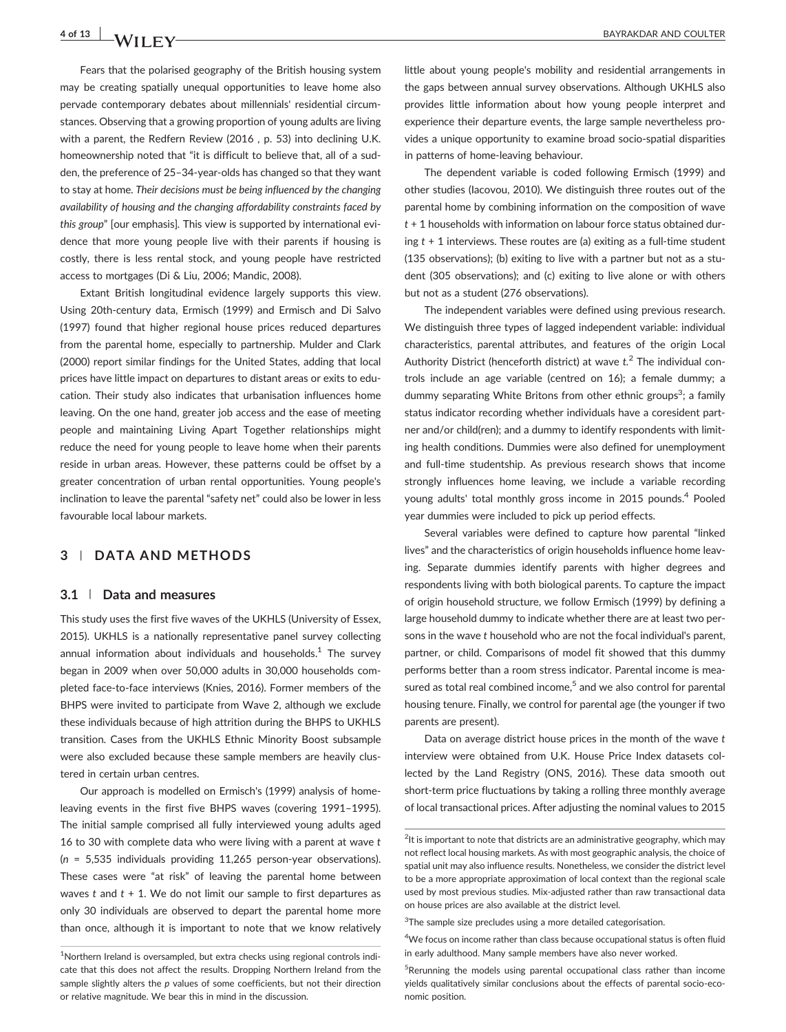Fears that the polarised geography of the British housing system may be creating spatially unequal opportunities to leave home also pervade contemporary debates about millennials' residential circumstances. Observing that a growing proportion of young adults are living with a parent, the Redfern Review (2016 , p. 53) into declining U.K. homeownership noted that "it is difficult to believe that, all of a sudden, the preference of 25–34-year-olds has changed so that they want to stay at home. *Their decisions must be being influenced by the changing availability of housing and the changing affordability constraints faced by this group*" [our emphasis]. This view is supported by international evidence that more young people live with their parents if housing is costly, there is less rental stock, and young people have restricted access to mortgages (Di & Liu, 2006; Mandic, 2008).

Extant British longitudinal evidence largely supports this view. Using 20th-century data, Ermisch (1999) and Ermisch and Di Salvo (1997) found that higher regional house prices reduced departures from the parental home, especially to partnership. Mulder and Clark (2000) report similar findings for the United States, adding that local prices have little impact on departures to distant areas or exits to education. Their study also indicates that urbanisation influences home leaving. On the one hand, greater job access and the ease of meeting people and maintaining Living Apart Together relationships might reduce the need for young people to leave home when their parents reside in urban areas. However, these patterns could be offset by a greater concentration of urban rental opportunities. Young people's inclination to leave the parental "safety net" could also be lower in less favourable local labour markets.

## 3 | DATA AND METHODS

### 3.1 | Data and measures

This study uses the first five waves of the UKHLS (University of Essex, 2015). UKHLS is a nationally representative panel survey collecting annual information about individuals and households.[1] The survey began in 2009 when over 50,000 adults in 30,000 households completed face-to-face interviews (Knies, 2016). Former members of the BHPS were invited to participate from Wave 2, although we exclude these individuals because of high attrition during the BHPS to UKHLS transition. Cases from the UKHLS Ethnic Minority Boost subsample were also excluded because these sample members are heavily clustered in certain urban centres.

Our approach is modelled on Ermisch's (1999) analysis of home-leaving events in the first five BHPS waves (covering 1991–1995). The initial sample comprised all fully interviewed young adults aged 16 to 30 with complete data who were living with a parent at wave $t$ ($n$ = 5,535 individuals providing 11,265 person-year observations). These cases were "at risk" of leaving the parental home between waves $t$ and $t + 1$. We do not limit our sample to first departures as only 30 individuals are observed to depart the parental home more than once, although it is important to note that we know relatively little about young people's mobility and residential arrangements in the gaps between annual survey observations. Although UKHLS also provides little information about how young people interpret and experience their departure events, the large sample nevertheless provides a unique opportunity to examine broad socio-spatial disparities in patterns of home-leaving behaviour.

The dependent variable is coded following Ermisch (1999) and other studies (Iacovou, 2010). We distinguish three routes out of the parental home by combining information on the composition of wave $t + 1$ households with information on labour force status obtained during $t + 1$ interviews. These routes are (a) exiting as a full-time student (135 observations); (b) exiting to live with a partner but not as a student (305 observations); and (c) exiting to live alone or with others but not as a student (276 observations).

The independent variables were defined using previous research. We distinguish three types of lagged independent variable: individual characteristics, parental attributes, and features of the origin Local Authority District (henceforth district) at wave $t$.[2] The individual controls include an age variable (centred on 16); a female dummy; a dummy separating White Britons from other ethnic groups[3]; a family status indicator recording whether individuals have a coresident partner and/or child(ren); and a dummy to identify respondents with limiting health conditions. Dummies were also defined for unemployment and full-time studentship. As previous research shows that income strongly influences home leaving, we include a variable recording young adults' total monthly gross income in 2015 pounds.[4] Pooled year dummies were included to pick up period effects.

Several variables were defined to capture how parental "linked lives" and the characteristics of origin households influence home leaving. Separate dummies identify parents with higher degrees and respondents living with both biological parents. To capture the impact of origin household structure, we follow Ermisch (1999) by defining a large household dummy to indicate whether there are at least two persons in the wave $t$ household who are not the focal individual's parent, partner, or child. Comparisons of model fit showed that this dummy performs better than a room stress indicator. Parental income is measured as total real combined income,[5] and we also control for parental housing tenure. Finally, we control for parental age (the younger if two parents are present).

Data on average district house prices in the month of the wave $t$ interview were obtained from U.K. House Price Index datasets collected by the Land Registry (ONS, 2016). These data smooth out short-term price fluctuations by taking a rolling three monthly average of local transactional prices. After adjusting the nominal values to 2015

---

[1] Northern Ireland is oversampled, but extra checks using regional controls indicate that this does not affect the results. Dropping Northern Ireland from the sample slightly alters the $p$ values of some coefficients, but not their direction or relative magnitude. We bear this in mind in the discussion.

[2] It is important to note that districts are an administrative geography, which may not reflect local housing markets. As with most geographic analysis, the choice of spatial unit may also influence results. Nonetheless, we consider the district level to be a more appropriate approximation of local context than the regional scale used by most previous studies. Mix-adjusted rather than raw transactional data on house prices are also available at the district level.

[3] The sample size precludes using a more detailed categorisation.

[4] We focus on income rather than class because occupational status is often fluid in early adulthood. Many sample members have also never worked.

[5] Rerunning the models using parental occupational class rather than income yields qualitatively similar conclusions about the effects of parental socio-economic position.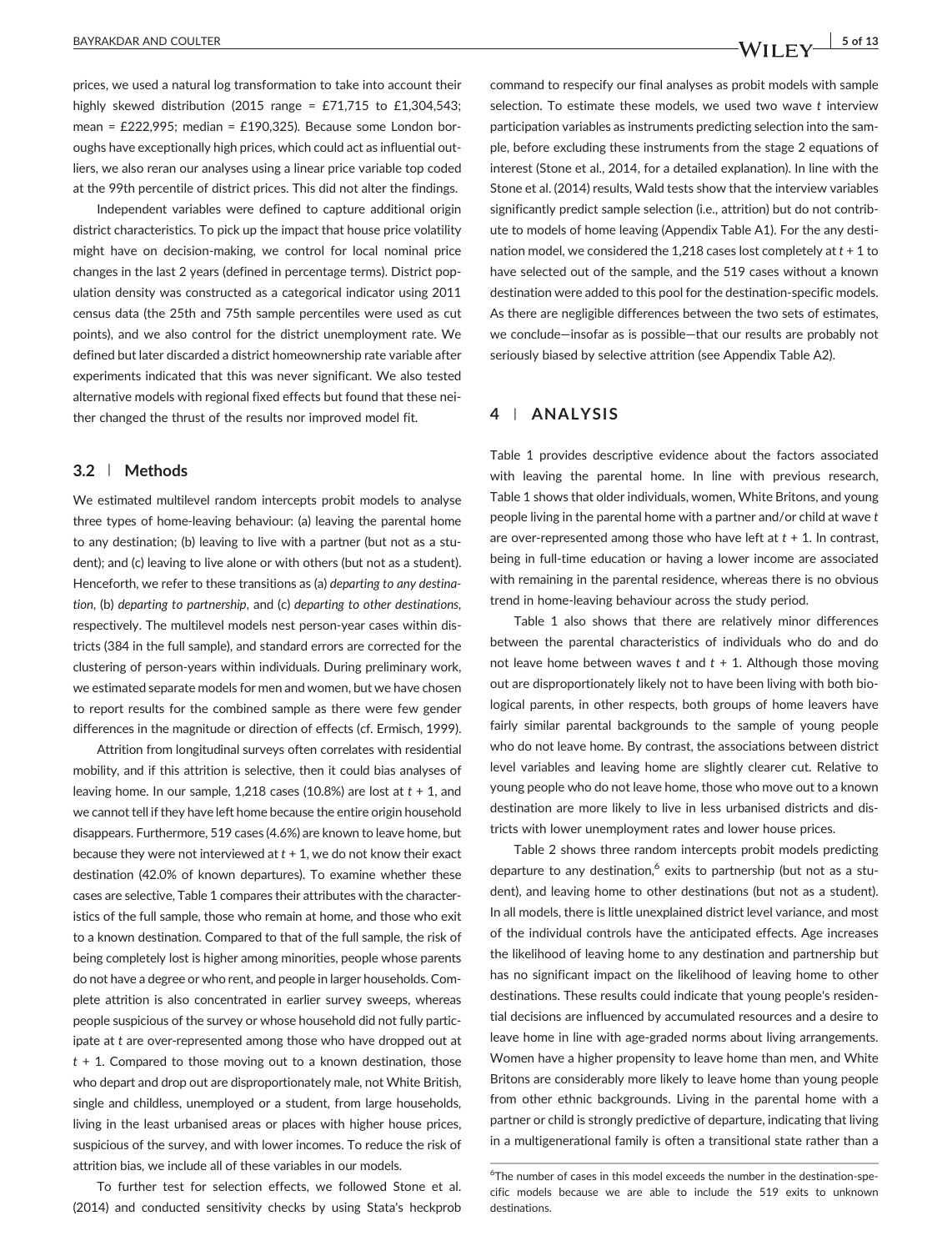prices, we used a natural log transformation to take into account their highly skewed distribution (2015 range = £71,715 to £1,304,543; mean = £222,995; median = £190,325). Because some London boroughs have exceptionally high prices, which could act as influential outliers, we also reran our analyses using a linear price variable top coded at the 99th percentile of district prices. This did not alter the findings.

Independent variables were defined to capture additional origin district characteristics. To pick up the impact that house price volatility might have on decision-making, we control for local nominal price changes in the last 2 years (defined in percentage terms). District population density was constructed as a categorical indicator using 2011 census data (the 25th and 75th sample percentiles were used as cut points), and we also control for the district unemployment rate. We defined but later discarded a district homeownership rate variable after experiments indicated that this was never significant. We also tested alternative models with regional fixed effects but found that these neither changed the thrust of the results nor improved model fit.

### 3.2 | Methods

We estimated multilevel random intercepts probit models to analyse three types of home-leaving behaviour: (a) leaving the parental home to any destination; (b) leaving to live with a partner (but not as a student); and (c) leaving to live alone or with others (but not as a student). Henceforth, we refer to these transitions as (a) *departing to any destination*, (b) *departing to partnership*, and (c) *departing to other destinations*, respectively. The multilevel models nest person-year cases within districts (384 in the full sample), and standard errors are corrected for the clustering of person-years within individuals. During preliminary work, we estimated separate models for men and women, but we have chosen to report results for the combined sample as there were few gender differences in the magnitude or direction of effects (cf. Ermisch, 1999).

Attrition from longitudinal surveys often correlates with residential mobility, and if this attrition is selective, then it could bias analyses of leaving home. In our sample, 1,218 cases (10.8%) are lost at $t$ + 1, and we cannot tell if they have left home because the entire origin household disappears. Furthermore, 519 cases (4.6%) are known to leave home, but because they were not interviewed at $t$ + 1, we do not know their exact destination (42.0% of known departures). To examine whether these cases are selective, Table 1 compares their attributes with the characteristics of the full sample, those who remain at home, and those who exit to a known destination. Compared to that of the full sample, the risk of being completely lost is higher among minorities, people whose parents do not have a degree or who rent, and people in larger households. Complete attrition is also concentrated in earlier survey sweeps, whereas people suspicious of the survey or whose household did not fully participate at $t$ are over-represented among those who have dropped out at $t$ + 1. Compared to those moving out to a known destination, those who depart and drop out are disproportionately male, not White British, single and childless, unemployed or a student, from large households, living in the least urbanised areas or places with higher house prices, suspicious of the survey, and with lower incomes. To reduce the risk of attrition bias, we include all of these variables in our models.

To further test for selection effects, we followed Stone et al. (2014) and conducted sensitivity checks by using Stata's heckprob command to respecify our final analyses as probit models with sample selection. To estimate these models, we used two wave $t$ interview participation variables as instruments predicting selection into the sample, before excluding these instruments from the stage 2 equations of interest (Stone et al., 2014, for a detailed explanation). In line with the Stone et al. (2014) results, Wald tests show that the interview variables significantly predict sample selection (i.e., attrition) but do not contribute to models of home leaving (Appendix Table A1). For the any destination model, we considered the 1,218 cases lost completely at $t$ + 1 to have selected out of the sample, and the 519 cases without a known destination were added to this pool for the destination-specific models. As there are negligible differences between the two sets of estimates, we conclude—insofar as is possible—that our results are probably not seriously biased by selective attrition (see Appendix Table A2).

## 4 | ANALYSIS

Table 1 provides descriptive evidence about the factors associated with leaving the parental home. In line with previous research, Table 1 shows that older individuals, women, White Britons, and young people living in the parental home with a partner and/or child at wave $t$ are over-represented among those who have left at $t$ + 1. In contrast, being in full-time education or having a lower income are associated with remaining in the parental residence, whereas there is no obvious trend in home-leaving behaviour across the study period.

Table 1 also shows that there are relatively minor differences between the parental characteristics of individuals who do and do not leave home between waves $t$ and $t$ + 1. Although those moving out are disproportionately likely not to have been living with both biological parents, in other respects, both groups of home leavers have fairly similar parental backgrounds to the sample of young people who do not leave home. By contrast, the associations between district level variables and leaving home are slightly clearer cut. Relative to young people who do not leave home, those who move out to a known destination are more likely to live in less urbanised districts and districts with lower unemployment rates and lower house prices.

Table 2 shows three random intercepts probit models predicting departure to any destination,[6] exits to partnership (but not as a student), and leaving home to other destinations (but not as a student). In all models, there is little unexplained district level variance, and most of the individual controls have the anticipated effects. Age increases the likelihood of leaving home to any destination and partnership but has no significant impact on the likelihood of leaving home to other destinations. These results could indicate that young people's residential decisions are influenced by accumulated resources and a desire to leave home in line with age-graded norms about living arrangements. Women have a higher propensity to leave home than men, and White Britons are considerably more likely to leave home than young people from other ethnic backgrounds. Living in the parental home with a partner or child is strongly predictive of departure, indicating that living in a multigenerational family is often a transitional state rather than a

[6]The number of cases in this model exceeds the number in the destination-specific models because we are able to include the 519 exits to unknown destinations.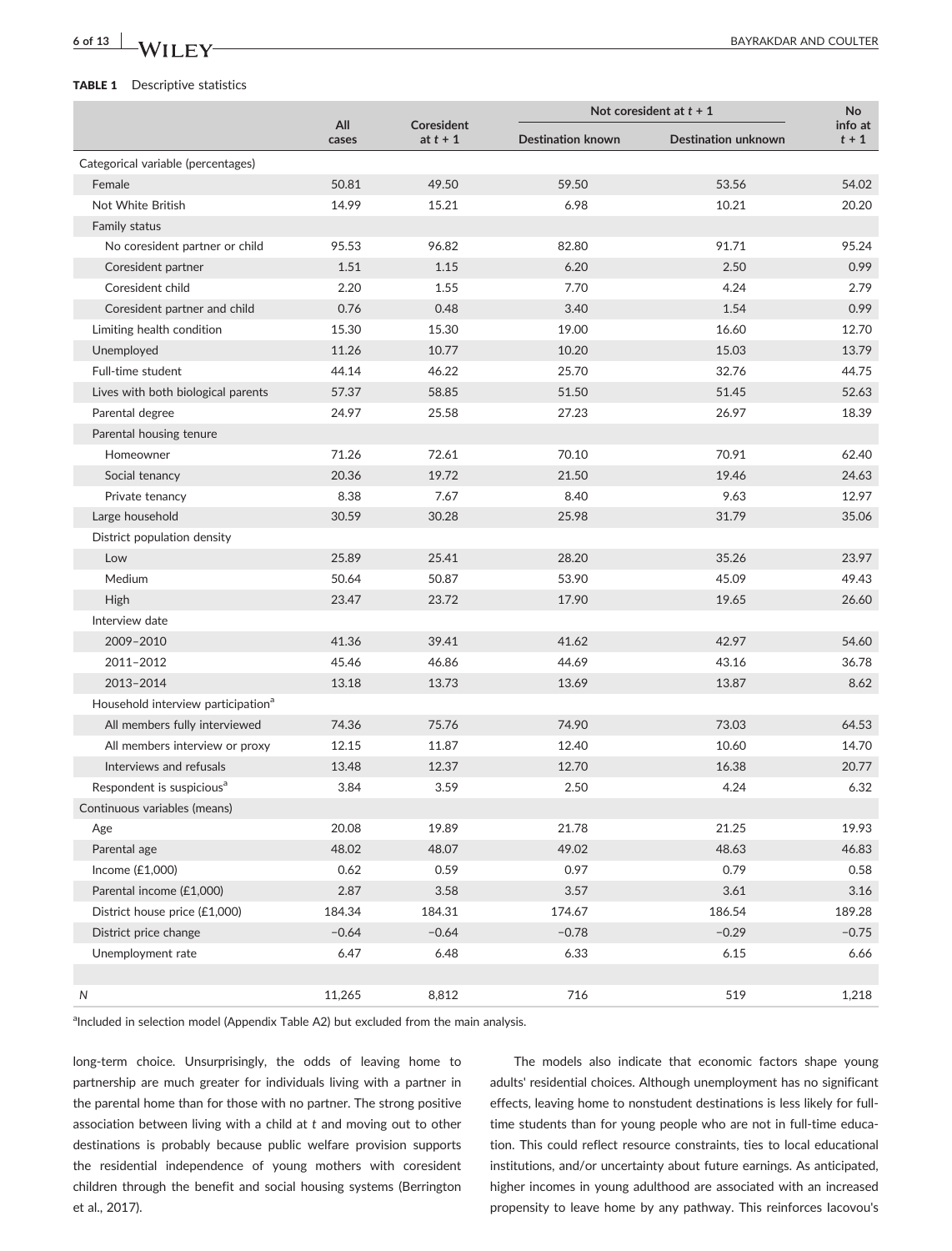**TABLE 1** Descriptive statistics

| | All cases | Coresident at $t + 1$ | Not coresident at $t + 1$ | | No info at $t + 1$ |
|---|---|---|---|---|---|
| | | | Destination known | Destination unknown | |
| Categorical variable (percentages) | | | | | |
| Female | 50.81 | 49.50 | 59.50 | 53.56 | 54.02 |
| Not White British | 14.99 | 15.21 | 6.98 | 10.21 | 20.20 |
| Family status | | | | | |
| No coresident partner or child | 95.53 | 96.82 | 82.80 | 91.71 | 95.24 |
| Coresident partner | 1.51 | 1.15 | 6.20 | 2.50 | 0.99 |
| Coresident child | 2.20 | 1.55 | 7.70 | 4.24 | 2.79 |
| Coresident partner and child | 0.76 | 0.48 | 3.40 | 1.54 | 0.99 |
| Limiting health condition | 15.30 | 15.30 | 19.00 | 16.60 | 12.70 |
| Unemployed | 11.26 | 10.77 | 10.20 | 15.03 | 13.79 |
| Full-time student | 44.14 | 46.22 | 25.70 | 32.76 | 44.75 |
| Lives with both biological parents | 57.37 | 58.85 | 51.50 | 51.45 | 52.63 |
| Parental degree | 24.97 | 25.58 | 27.23 | 26.97 | 18.39 |
| Parental housing tenure | | | | | |
| Homeowner | 71.26 | 72.61 | 70.10 | 70.91 | 62.40 |
| Social tenancy | 20.36 | 19.72 | 21.50 | 19.46 | 24.63 |
| Private tenancy | 8.38 | 7.67 | 8.40 | 9.63 | 12.97 |
| Large household | 30.59 | 30.28 | 25.98 | 31.79 | 35.06 |
| District population density | | | | | |
| Low | 25.89 | 25.41 | 28.20 | 35.26 | 23.97 |
| Medium | 50.64 | 50.87 | 53.90 | 45.09 | 49.43 |
| High | 23.47 | 23.72 | 17.90 | 19.65 | 26.60 |
| Interview date | | | | | |
| 2009–2010 | 41.36 | 39.41 | 41.62 | 42.97 | 54.60 |
| 2011–2012 | 45.46 | 46.86 | 44.69 | 43.16 | 36.78 |
| 2013–2014 | 13.18 | 13.73 | 13.69 | 13.87 | 8.62 |
| Household interview participation[a] | | | | | |
| All members fully interviewed | 74.36 | 75.76 | 74.90 | 73.03 | 64.53 |
| All members interview or proxy | 12.15 | 11.87 | 12.40 | 10.60 | 14.70 |
| Interviews and refusals | 13.48 | 12.37 | 12.70 | 16.38 | 20.77 |
| Respondent is suspicious[a] | 3.84 | 3.59 | 2.50 | 4.24 | 6.32 |
| Continuous variables (means) | | | | | |
| Age | 20.08 | 19.89 | 21.78 | 21.25 | 19.93 |
| Parental age | 48.02 | 48.07 | 49.02 | 48.63 | 46.83 |
| Income (£1,000) | 0.62 | 0.59 | 0.97 | 0.79 | 0.58 |
| Parental income (£1,000) | 2.87 | 3.58 | 3.57 | 3.61 | 3.16 |
| District house price (£1,000) | 184.34 | 184.31 | 174.67 | 186.54 | 189.28 |
| District price change | −0.64 | −0.64 | −0.78 | −0.29 | −0.75 |
| Unemployment rate | 6.47 | 6.48 | 6.33 | 6.15 | 6.66 |
| *N* | 11,265 | 8,812 | 716 | 519 | 1,218 |

[a]Included in selection model (Appendix Table A2) but excluded from the main analysis.

long-term choice. Unsurprisingly, the odds of leaving home to partnership are much greater for individuals living with a partner in the parental home than for those with no partner. The strong positive association between living with a child at *t* and moving out to other destinations is probably because public welfare provision supports the residential independence of young mothers with coresident children through the benefit and social housing systems (Berrington et al., 2017).

The models also indicate that economic factors shape young adults' residential choices. Although unemployment has no significant effects, leaving home to nonstudent destinations is less likely for full-time students than for young people who are not in full-time education. This could reflect resource constraints, ties to local educational institutions, and/or uncertainty about future earnings. As anticipated, higher incomes in young adulthood are associated with an increased propensity to leave home by any pathway. This reinforces Iacovou's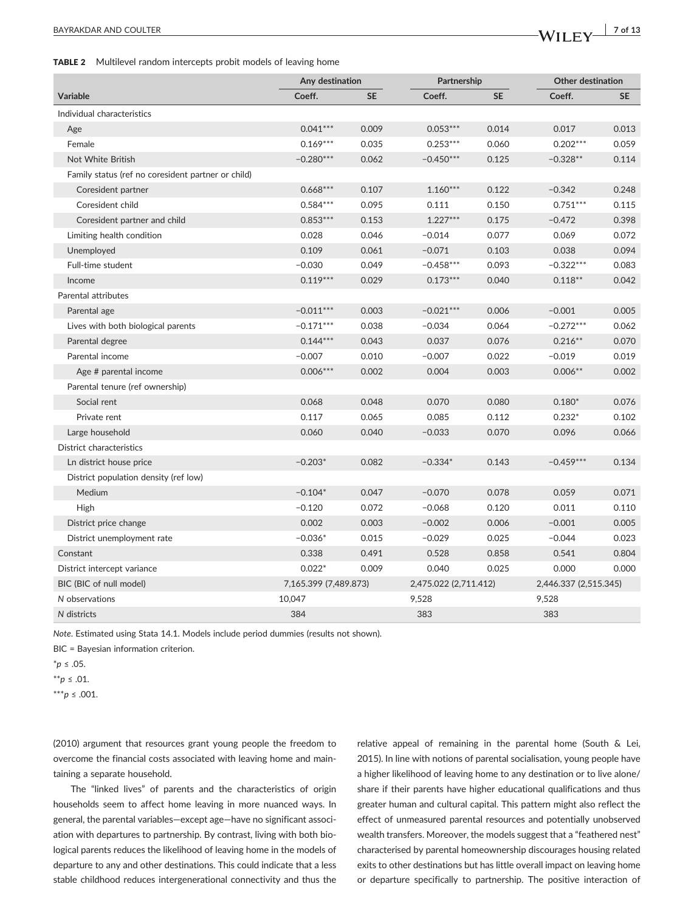**TABLE 2** Multilevel random intercepts probit models of leaving home

| | Any destination | | Partnership | | Other destination | |
|---|---|---|---|---|---|---|
| Variable | Coeff. | SE | Coeff. | SE | Coeff. | SE |
| Individual characteristics | | | | | | |
| Age | 0.041*** | 0.009 | 0.053*** | 0.014 | 0.017 | 0.013 |
| Female | 0.169*** | 0.035 | 0.253*** | 0.060 | 0.202*** | 0.059 |
| Not White British | −0.280*** | 0.062 | −0.450*** | 0.125 | −0.328** | 0.114 |
| Family status (ref no coresident partner or child) | | | | | | |
| Coresident partner | 0.668*** | 0.107 | 1.160*** | 0.122 | −0.342 | 0.248 |
| Coresident child | 0.584*** | 0.095 | 0.111 | 0.150 | 0.751*** | 0.115 |
| Coresident partner and child | 0.853*** | 0.153 | 1.227*** | 0.175 | −0.472 | 0.398 |
| Limiting health condition | 0.028 | 0.046 | −0.014 | 0.077 | 0.069 | 0.072 |
| Unemployed | 0.109 | 0.061 | −0.071 | 0.103 | 0.038 | 0.094 |
| Full-time student | −0.030 | 0.049 | −0.458*** | 0.093 | −0.322*** | 0.083 |
| Income | 0.119*** | 0.029 | 0.173*** | 0.040 | 0.118** | 0.042 |
| Parental attributes | | | | | | |
| Parental age | −0.011*** | 0.003 | −0.021*** | 0.006 | −0.001 | 0.005 |
| Lives with both biological parents | −0.171*** | 0.038 | −0.034 | 0.064 | −0.272*** | 0.062 |
| Parental degree | 0.144*** | 0.043 | 0.037 | 0.076 | 0.216** | 0.070 |
| Parental income | −0.007 | 0.010 | −0.007 | 0.022 | −0.019 | 0.019 |
| Age # parental income | 0.006*** | 0.002 | 0.004 | 0.003 | 0.006** | 0.002 |
| Parental tenure (ref ownership) | | | | | | |
| Social rent | 0.068 | 0.048 | 0.070 | 0.080 | 0.180* | 0.076 |
| Private rent | 0.117 | 0.065 | 0.085 | 0.112 | 0.232* | 0.102 |
| Large household | 0.060 | 0.040 | −0.033 | 0.070 | 0.096 | 0.066 |
| District characteristics | | | | | | |
| Ln district house price | −0.203* | 0.082 | −0.334* | 0.143 | −0.459*** | 0.134 |
| District population density (ref low) | | | | | | |
| Medium | −0.104* | 0.047 | −0.070 | 0.078 | 0.059 | 0.071 |
| High | −0.120 | 0.072 | −0.068 | 0.120 | 0.011 | 0.110 |
| District price change | 0.002 | 0.003 | −0.002 | 0.006 | −0.001 | 0.005 |
| District unemployment rate | −0.036* | 0.015 | −0.029 | 0.025 | −0.044 | 0.023 |
| Constant | 0.338 | 0.491 | 0.528 | 0.858 | 0.541 | 0.804 |
| District intercept variance | 0.022* | 0.009 | 0.040 | 0.025 | 0.000 | 0.000 |
| BIC (BIC of null model) | 7,165.399 (7,489.873) | | 2,475.022 (2,711.412) | | 2,446.337 (2,515.345) | |
| *N* observations | 10,047 | | 9,528 | | 9,528 | |
| *N* districts | 384 | | 383 | | 383 | |

*Note.* Estimated using Stata 14.1. Models include period dummies (results not shown).

BIC = Bayesian information criterion.

*$p \leq .05$.

**$p \leq .01$.

***$p \leq .001$.

(2010) argument that resources grant young people the freedom to overcome the financial costs associated with leaving home and maintaining a separate household.

The "linked lives" of parents and the characteristics of origin households seem to affect home leaving in more nuanced ways. In general, the parental variables—except age—have no significant association with departures to partnership. By contrast, living with both biological parents reduces the likelihood of leaving home in the models of departure to any and other destinations. This could indicate that a less stable childhood reduces intergenerational connectivity and thus the relative appeal of remaining in the parental home (South & Lei, 2015). In line with notions of parental socialisation, young people have a higher likelihood of leaving home to any destination or to live alone/share if their parents have higher educational qualifications and thus greater human and cultural capital. This pattern might also reflect the effect of unmeasured parental resources and potentially unobserved wealth transfers. Moreover, the models suggest that a "feathered nest" characterised by parental homeownership discourages housing related exits to other destinations but has little overall impact on leaving home or departure specifically to partnership. The positive interaction of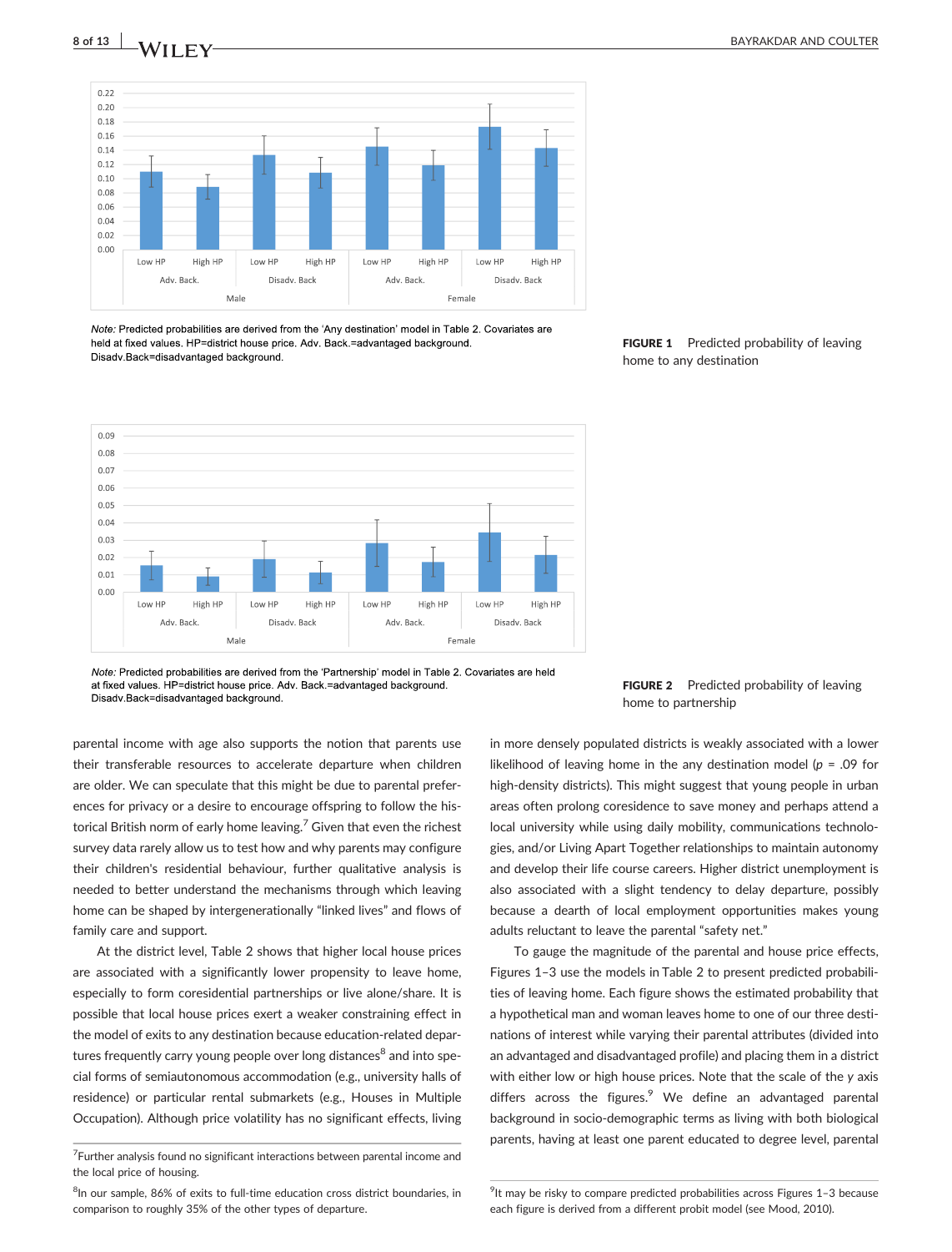Note: Predicted probabilities are derived from the 'Any destination' model in Table 2. Covariates are held at fixed values. HP=district house price. Adv. Back.=advantaged background. Disadv.Back=disadvantaged background.

**FIGURE 1** Predicted probability of leaving home to any destination

Note: Predicted probabilities are derived from the 'Partnership' model in Table 2. Covariates are held at fixed values. HP=district house price. Adv. Back.=advantaged background. Disadv.Back=disadvantaged background.

**FIGURE 2** Predicted probability of leaving home to partnership

parental income with age also supports the notion that parents use their transferable resources to accelerate departure when children are older. We can speculate that this might be due to parental preferences for privacy or a desire to encourage offspring to follow the historical British norm of early home leaving.[7] Given that even the richest survey data rarely allow us to test how and why parents may configure their children's residential behaviour, further qualitative analysis is needed to better understand the mechanisms through which leaving home can be shaped by intergenerationally "linked lives" and flows of family care and support.

At the district level, Table 2 shows that higher local house prices are associated with a significantly lower propensity to leave home, especially to form coresidential partnerships or live alone/share. It is possible that local house prices exert a weaker constraining effect in the model of exits to any destination because education-related departures frequently carry young people over long distances[8] and into special forms of semiautonomous accommodation (e.g., university halls of residence) or particular rental submarkets (e.g., Houses in Multiple Occupation). Although price volatility has no significant effects, living in more densely populated districts is weakly associated with a lower likelihood of leaving home in the any destination model ($p$ = .09 for high-density districts). This might suggest that young people in urban areas often prolong coresidence to save money and perhaps attend a local university while using daily mobility, communications technologies, and/or Living Apart Together relationships to maintain autonomy and develop their life course careers. Higher district unemployment is also associated with a slight tendency to delay departure, possibly because a dearth of local employment opportunities makes young adults reluctant to leave the parental "safety net."

To gauge the magnitude of the parental and house price effects, Figures 1–3 use the models in Table 2 to present predicted probabilities of leaving home. Each figure shows the estimated probability that a hypothetical man and woman leaves home to one of our three destinations of interest while varying their parental attributes (divided into an advantaged and disadvantaged profile) and placing them in a district with either low or high house prices. Note that the scale of the $y$ axis differs across the figures.[9] We define an advantaged parental background in socio-demographic terms as living with both biological parents, having at least one parent educated to degree level, parental

[7] Further analysis found no significant interactions between parental income and the local price of housing.

[8] In our sample, 86% of exits to full-time education cross district boundaries, in comparison to roughly 35% of the other types of departure.

[9] It may be risky to compare predicted probabilities across Figures 1–3 because each figure is derived from a different probit model (see Mood, 2010).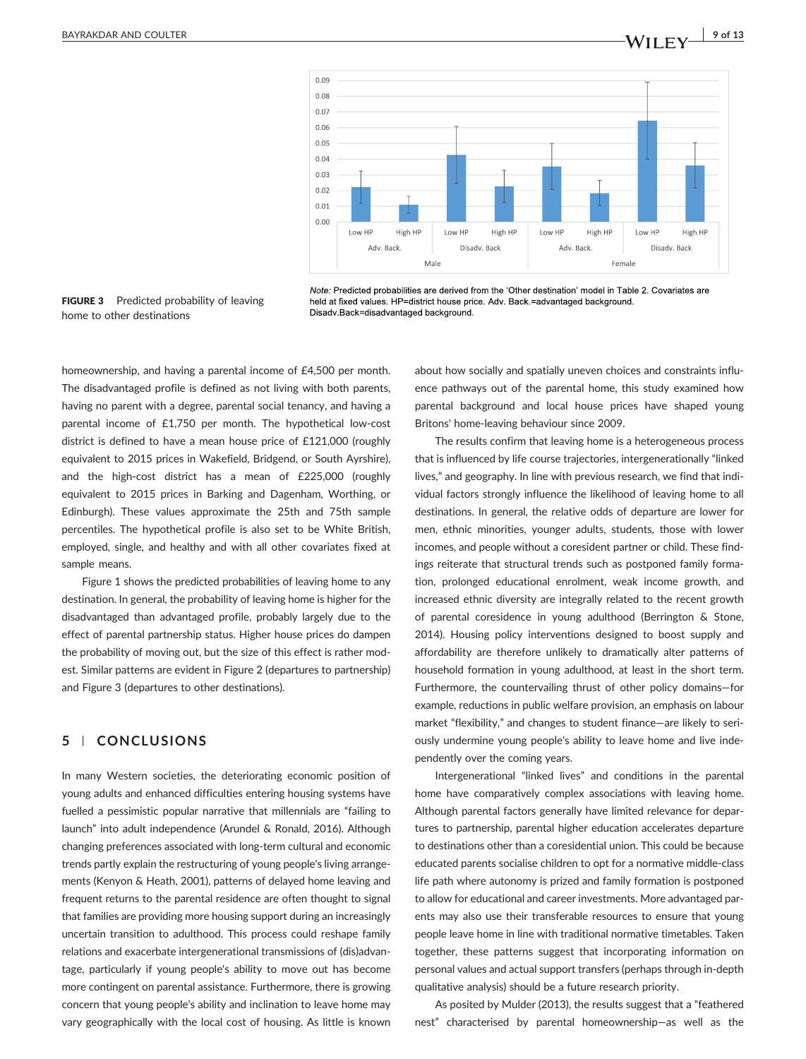**FIGURE 3** Predicted probability of leaving home to other destinations

*Note:* Predicted probabilities are derived from the 'Other destination' model in Table 2. Covariates are held at fixed values. HP=district house price. Adv. Back.=advantaged background. Disadv.Back=disadvantaged background.

homeownership, and having a parental income of £4,500 per month. The disadvantaged profile is defined as not living with both parents, having no parent with a degree, parental social tenancy, and having a parental income of £1,750 per month. The hypothetical low-cost district is defined to have a mean house price of £121,000 (roughly equivalent to 2015 prices in Wakefield, Bridgend, or South Ayrshire), and the high-cost district has a mean of £225,000 (roughly equivalent to 2015 prices in Barking and Dagenham, Worthing, or Edinburgh). These values approximate the 25th and 75th sample percentiles. The hypothetical profile is also set to be White British, employed, single, and healthy and with all other covariates fixed at sample means.

Figure 1 shows the predicted probabilities of leaving home to any destination. In general, the probability of leaving home is higher for the disadvantaged than advantaged profile, probably largely due to the effect of parental partnership status. Higher house prices do dampen the probability of moving out, but the size of this effect is rather modest. Similar patterns are evident in Figure 2 (departures to partnership) and Figure 3 (departures to other destinations).

## 5 | CONCLUSIONS

In many Western societies, the deteriorating economic position of young adults and enhanced difficulties entering housing systems have fuelled a pessimistic popular narrative that millennials are "failing to launch" into adult independence (Arundel & Ronald, 2016). Although changing preferences associated with long-term cultural and economic trends partly explain the restructuring of young people's living arrangements (Kenyon & Heath, 2001), patterns of delayed home leaving and frequent returns to the parental residence are often thought to signal that families are providing more housing support during an increasingly uncertain transition to adulthood. This process could reshape family relations and exacerbate intergenerational transmissions of (dis)advantage, particularly if young people's ability to move out has become more contingent on parental assistance. Furthermore, there is growing concern that young people's ability and inclination to leave home may vary geographically with the local cost of housing. As little is known about how socially and spatially uneven choices and constraints influence pathways out of the parental home, this study examined how parental background and local house prices have shaped young Britons' home-leaving behaviour since 2009.

The results confirm that leaving home is a heterogeneous process that is influenced by life course trajectories, intergenerationally "linked lives," and geography. In line with previous research, we find that individual factors strongly influence the likelihood of leaving home to all destinations. In general, the relative odds of departure are lower for men, ethnic minorities, younger adults, students, those with lower incomes, and people without a coresident partner or child. These findings reiterate that structural trends such as postponed family formation, prolonged educational enrolment, weak income growth, and increased ethnic diversity are integrally related to the recent growth of parental coresidence in young adulthood (Berrington & Stone, 2014). Housing policy interventions designed to boost supply and affordability are therefore unlikely to dramatically alter patterns of household formation in young adulthood, at least in the short term. Furthermore, the countervailing thrust of other policy domains—for example, reductions in public welfare provision, an emphasis on labour market "flexibility," and changes to student finance—are likely to seriously undermine young people's ability to leave home and live independently over the coming years.

Intergenerational "linked lives" and conditions in the parental home have comparatively complex associations with leaving home. Although parental factors generally have limited relevance for departures to partnership, parental higher education accelerates departure to destinations other than a coresidential union. This could be because educated parents socialise children to opt for a normative middle-class life path where autonomy is prized and family formation is postponed to allow for educational and career investments. More advantaged parents may also use their transferable resources to ensure that young people leave home in line with traditional normative timetables. Taken together, these patterns suggest that incorporating information on personal values and actual support transfers (perhaps through in-depth qualitative analysis) should be a future research priority.

As posited by Mulder (2013), the results suggest that a "feathered nest" characterised by parental homeownership—as well as the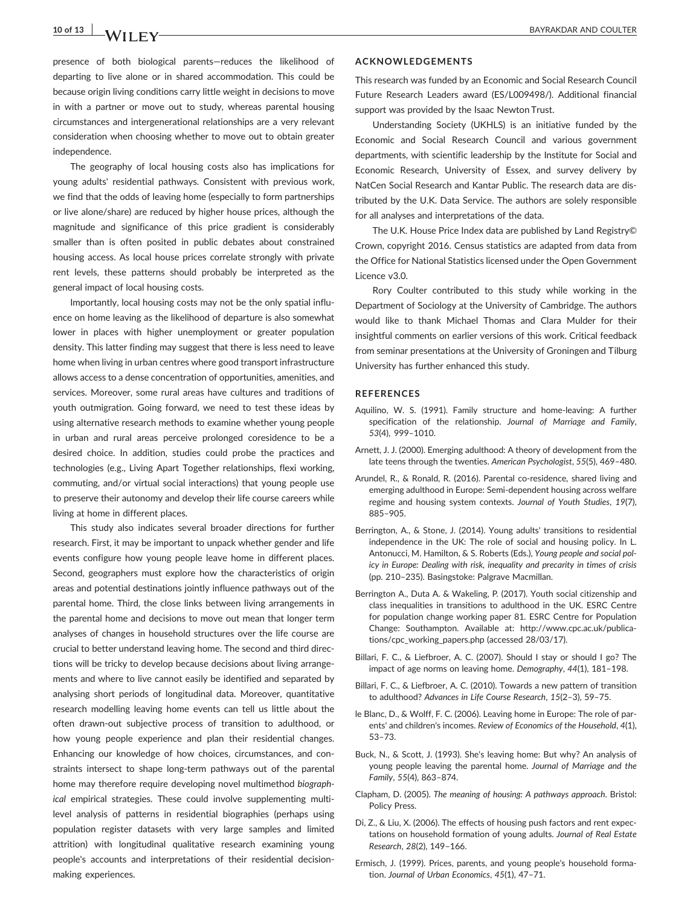presence of both biological parents—reduces the likelihood of departing to live alone or in shared accommodation. This could be because origin living conditions carry little weight in decisions to move in with a partner or move out to study, whereas parental housing circumstances and intergenerational relationships are a very relevant consideration when choosing whether to move out to obtain greater independence.

The geography of local housing costs also has implications for young adults' residential pathways. Consistent with previous work, we find that the odds of leaving home (especially to form partnerships or live alone/share) are reduced by higher house prices, although the magnitude and significance of this price gradient is considerably smaller than is often posited in public debates about constrained housing access. As local house prices correlate strongly with private rent levels, these patterns should probably be interpreted as the general impact of local housing costs.

Importantly, local housing costs may not be the only spatial influence on home leaving as the likelihood of departure is also somewhat lower in places with higher unemployment or greater population density. This latter finding may suggest that there is less need to leave home when living in urban centres where good transport infrastructure allows access to a dense concentration of opportunities, amenities, and services. Moreover, some rural areas have cultures and traditions of youth outmigration. Going forward, we need to test these ideas by using alternative research methods to examine whether young people in urban and rural areas perceive prolonged coresidence to be a desired choice. In addition, studies could probe the practices and technologies (e.g., Living Apart Together relationships, flexi working, commuting, and/or virtual social interactions) that young people use to preserve their autonomy and develop their life course careers while living at home in different places.

This study also indicates several broader directions for further research. First, it may be important to unpack whether gender and life events configure how young people leave home in different places. Second, geographers must explore how the characteristics of origin areas and potential destinations jointly influence pathways out of the parental home. Third, the close links between living arrangements in the parental home and decisions to move out mean that longer term analyses of changes in household structures over the life course are crucial to better understand leaving home. The second and third directions will be tricky to develop because decisions about living arrangements and where to live cannot easily be identified and separated by analysing short periods of longitudinal data. Moreover, quantitative research modelling leaving home events can tell us little about the often drawn-out subjective process of transition to adulthood, or how young people experience and plan their residential changes. Enhancing our knowledge of how choices, circumstances, and constraints intersect to shape long-term pathways out of the parental home may therefore require developing novel multimethod *biographical* empirical strategies. These could involve supplementing multilevel analysis of patterns in residential biographies (perhaps using population register datasets with very large samples and limited attrition) with longitudinal qualitative research examining young people's accounts and interpretations of their residential decision-making experiences.

## ACKNOWLEDGEMENTS

This research was funded by an Economic and Social Research Council Future Research Leaders award (ES/L009498/). Additional financial support was provided by the Isaac Newton Trust.

Understanding Society (UKHLS) is an initiative funded by the Economic and Social Research Council and various government departments, with scientific leadership by the Institute for Social and Economic Research, University of Essex, and survey delivery by NatCen Social Research and Kantar Public. The research data are distributed by the U.K. Data Service. The authors are solely responsible for all analyses and interpretations of the data.

The U.K. House Price Index data are published by Land Registry© Crown, copyright 2016. Census statistics are adapted from data from the Office for National Statistics licensed under the Open Government Licence v3.0.

Rory Coulter contributed to this study while working in the Department of Sociology at the University of Cambridge. The authors would like to thank Michael Thomas and Clara Mulder for their insightful comments on earlier versions of this work. Critical feedback from seminar presentations at the University of Groningen and Tilburg University has further enhanced this study.

## REFERENCES

Aquilino, W. S. (1991). Family structure and home-leaving: A further specification of the relationship. *Journal of Marriage and Family*, *53*(4), 999–1010.

Arnett, J. J. (2000). Emerging adulthood: A theory of development from the late teens through the twenties. *American Psychologist*, *55*(5), 469–480.

Arundel, R., & Ronald, R. (2016). Parental co-residence, shared living and emerging adulthood in Europe: Semi-dependent housing across welfare regime and housing system contexts. *Journal of Youth Studies*, *19*(7), 885–905.

Berrington, A., & Stone, J. (2014). Young adults' transitions to residential independence in the UK: The role of social and housing policy. In L. Antonucci, M. Hamilton, & S. Roberts (Eds.), *Young people and social policy in Europe: Dealing with risk, inequality and precarity in times of crisis* (pp. 210–235). Basingstoke: Palgrave Macmillan.

Berrington A., Duta A. & Wakeling, P. (2017). Youth social citizenship and class inequalities in transitions to adulthood in the UK. ESRC Centre for population change working paper 81. ESRC Centre for Population Change: Southampton. Available at: http://www.cpc.ac.uk/publications/cpc_working_papers.php (accessed 28/03/17).

Billari, F. C., & Liefbroer, A. C. (2007). Should I stay or should I go? The impact of age norms on leaving home. *Demography*, *44*(1), 181–198.

Billari, F. C., & Liefbroer, A. C. (2010). Towards a new pattern of transition to adulthood? *Advances in Life Course Research*, *15*(2–3), 59–75.

le Blanc, D., & Wolff, F. C. (2006). Leaving home in Europe: The role of parents' and children's incomes. *Review of Economics of the Household*, *4*(1), 53–73.

Buck, N., & Scott, J. (1993). She's leaving home: But why? An analysis of young people leaving the parental home. *Journal of Marriage and the Family*, *55*(4), 863–874.

Clapham, D. (2005). *The meaning of housing: A pathways approach*. Bristol: Policy Press.

Di, Z., & Liu, X. (2006). The effects of housing push factors and rent expectations on household formation of young adults. *Journal of Real Estate Research*, *28*(2), 149–166.

Ermisch, J. (1999). Prices, parents, and young people's household formation. *Journal of Urban Economics*, *45*(1), 47–71.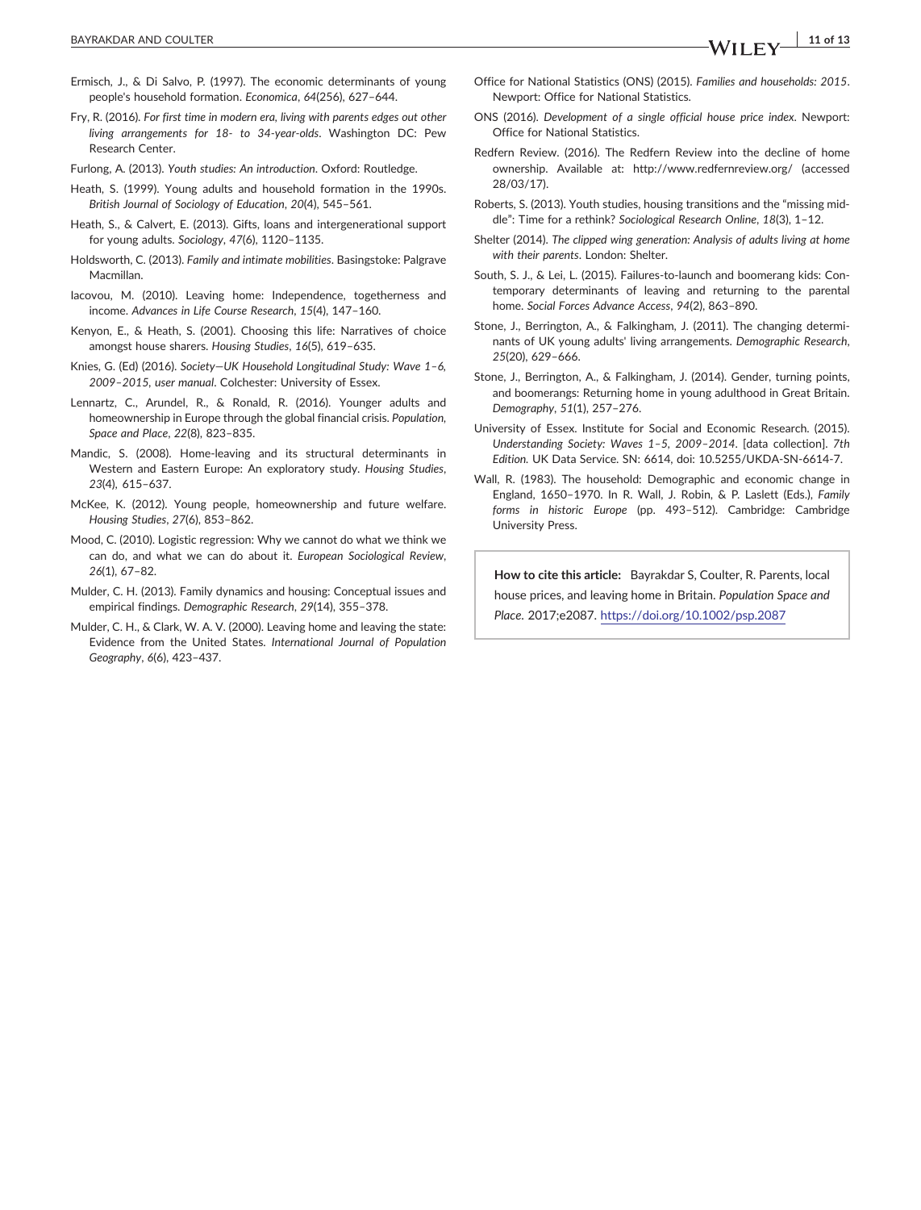Ermisch, J., & Di Salvo, P. (1997). The economic determinants of young people's household formation. *Economica*, *64*(256), 627–644.

Fry, R. (2016). *For first time in modern era, living with parents edges out other living arrangements for 18- to 34-year-olds*. Washington DC: Pew Research Center.

Furlong, A. (2013). *Youth studies: An introduction*. Oxford: Routledge.

Heath, S. (1999). Young adults and household formation in the 1990s. *British Journal of Sociology of Education*, *20*(4), 545–561.

Heath, S., & Calvert, E. (2013). Gifts, loans and intergenerational support for young adults. *Sociology*, *47*(6), 1120–1135.

Holdsworth, C. (2013). *Family and intimate mobilities*. Basingstoke: Palgrave Macmillan.

Iacovou, M. (2010). Leaving home: Independence, togetherness and income. *Advances in Life Course Research*, *15*(4), 147–160.

Kenyon, E., & Heath, S. (2001). Choosing this life: Narratives of choice amongst house sharers. *Housing Studies*, *16*(5), 619–635.

Knies, G. (Ed) (2016). *Society—UK Household Longitudinal Study: Wave 1–6, 2009–2015, user manual*. Colchester: University of Essex.

Lennartz, C., Arundel, R., & Ronald, R. (2016). Younger adults and homeownership in Europe through the global financial crisis. *Population, Space and Place*, *22*(8), 823–835.

Mandic, S. (2008). Home-leaving and its structural determinants in Western and Eastern Europe: An exploratory study. *Housing Studies*, *23*(4), 615–637.

McKee, K. (2012). Young people, homeownership and future welfare. *Housing Studies*, *27*(6), 853–862.

Mood, C. (2010). Logistic regression: Why we cannot do what we think we can do, and what we can do about it. *European Sociological Review*, *26*(1), 67–82.

Mulder, C. H. (2013). Family dynamics and housing: Conceptual issues and empirical findings. *Demographic Research*, *29*(14), 355–378.

Mulder, C. H., & Clark, W. A. V. (2000). Leaving home and leaving the state: Evidence from the United States. *International Journal of Population Geography*, *6*(6), 423–437.

Office for National Statistics (ONS) (2015). *Families and households: 2015*. Newport: Office for National Statistics.

ONS (2016). *Development of a single official house price index*. Newport: Office for National Statistics.

Redfern Review. (2016). The Redfern Review into the decline of home ownership. Available at: http://www.redfernreview.org/ (accessed 28/03/17).

Roberts, S. (2013). Youth studies, housing transitions and the "missing middle": Time for a rethink? *Sociological Research Online*, *18*(3), 1–12.

Shelter (2014). *The clipped wing generation: Analysis of adults living at home with their parents*. London: Shelter.

South, S. J., & Lei, L. (2015). Failures-to-launch and boomerang kids: Contemporary determinants of leaving and returning to the parental home. *Social Forces Advance Access*, *94*(2), 863–890.

Stone, J., Berrington, A., & Falkingham, J. (2011). The changing determinants of UK young adults' living arrangements. *Demographic Research*, *25*(20), 629–666.

Stone, J., Berrington, A., & Falkingham, J. (2014). Gender, turning points, and boomerangs: Returning home in young adulthood in Great Britain. *Demography*, *51*(1), 257–276.

University of Essex. Institute for Social and Economic Research. (2015). *Understanding Society: Waves 1–5, 2009–2014*. [data collection]. *7th Edition.* UK Data Service. SN: 6614, doi: 10.5255/UKDA-SN-6614-7.

Wall, R. (1983). The household: Demographic and economic change in England, 1650–1970. In R. Wall, J. Robin, & P. Laslett (Eds.), *Family forms in historic Europe* (pp. 493–512). Cambridge: Cambridge University Press.

**How to cite this article:** Bayrakdar S, Coulter, R. Parents, local house prices, and leaving home in Britain. *Population Space and Place*. 2017;e2087. https://doi.org/10.1002/psp.2087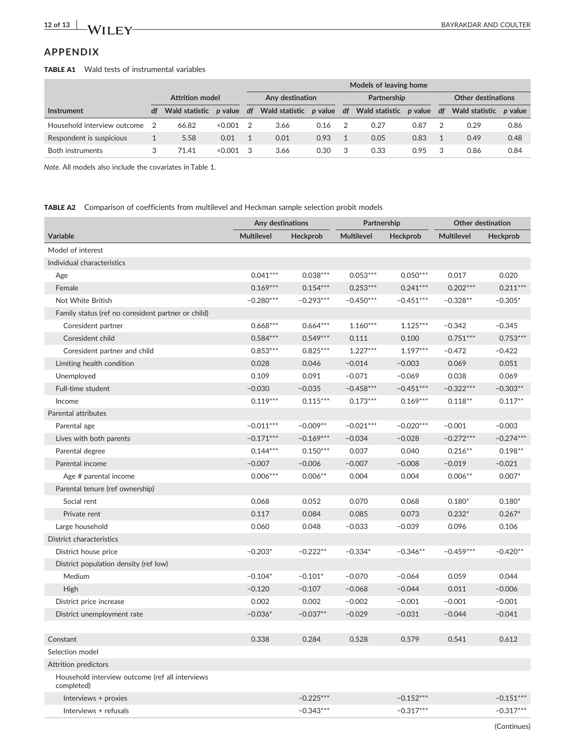## APPENDIX

**TABLE A1** Wald tests of instrumental variables

| | Attrition model | | | Models of leaving home | | | | | | | | |
|---|---|---|---|---|---|---|---|---|---|---|---|---|
| | | | | Any destination | | | Partnership | | | Other destinations | | |
| Instrument | *df* | Wald statistic | *p* value | *df* | Wald statistic | *p* value | *df* | Wald statistic | *p* value | *df* | Wald statistic | *p* value |
| Household interview outcome | 2 | 66.82 | <0.001 | 2 | 3.66 | 0.16 | 2 | 0.27 | 0.87 | 2 | 0.29 | 0.86 |
| Respondent is suspicious | 1 | 5.58 | 0.01 | 1 | 0.01 | 0.93 | 1 | 0.05 | 0.83 | 1 | 0.49 | 0.48 |
| Both instruments | 3 | 71.41 | <0.001 | 3 | 3.66 | 0.30 | 3 | 0.33 | 0.95 | 3 | 0.86 | 0.84 |

*Note.* All models also include the covariates in Table 1.

**TABLE A2** Comparison of coefficients from multilevel and Heckman sample selection probit models

| | Any destinations | | Partnership | | Other destination | |
|---|---|---|---|---|---|---|
| Variable | Multilevel | Heckprob | Multilevel | Heckprob | Multilevel | Heckprob |
| Model of interest | | | | | | |
| Individual characteristics | | | | | | |
| Age | 0.041*** | 0.038*** | 0.053*** | 0.050*** | 0.017 | 0.020 |
| Female | 0.169*** | 0.154*** | 0.253*** | 0.241*** | 0.202*** | 0.211*** |
| Not White British | −0.280*** | −0.293*** | −0.450*** | −0.451*** | −0.328** | −0.305* |
| Family status (ref no coresident partner or child) | | | | | | |
| Coresident partner | 0.668*** | 0.664*** | 1.160*** | 1.125*** | −0.342 | −0.345 |
| Coresident child | 0.584*** | 0.549*** | 0.111 | 0.100 | 0.751*** | 0.753*** |
| Coresident partner and child | 0.853*** | 0.825*** | 1.227*** | 1.197*** | −0.472 | −0.422 |
| Limiting health condition | 0.028 | 0.046 | −0.014 | −0.003 | 0.069 | 0.051 |
| Unemployed | 0.109 | 0.091 | −0.071 | −0.069 | 0.038 | 0.069 |
| Full-time student | −0.030 | −0.035 | −0.458*** | −0.451*** | −0.322*** | −0.303** |
| Income | 0.119*** | 0.115*** | 0.173*** | 0.169*** | 0.118** | 0.117** |
| Parental attributes | | | | | | |
| Parental age | −0.011*** | −0.009** | −0.021*** | −0.020*** | −0.001 | −0.003 |
| Lives with both parents | −0.171*** | −0.169*** | −0.034 | −0.028 | −0.272*** | −0.274*** |
| Parental degree | 0.144*** | 0.150*** | 0.037 | 0.040 | 0.216** | 0.198** |
| Parental income | −0.007 | −0.006 | −0.007 | −0.008 | −0.019 | −0.021 |
| Age # parental income | 0.006*** | 0.006** | 0.004 | 0.004 | 0.006** | 0.007* |
| Parental tenure (ref ownership) | | | | | | |
| Social rent | 0.068 | 0.052 | 0.070 | 0.068 | 0.180* | 0.180* |
| Private rent | 0.117 | 0.084 | 0.085 | 0.073 | 0.232* | 0.267* |
| Large household | 0.060 | 0.048 | −0.033 | −0.039 | 0.096 | 0.106 |
| District characteristics | | | | | | |
| District house price | −0.203* | −0.222** | −0.334* | −0.346** | −0.459*** | −0.420** |
| District population density (ref low) | | | | | | |
| Medium | −0.104* | −0.101* | −0.070 | −0.064 | 0.059 | 0.044 |
| High | −0.120 | −0.107 | −0.068 | −0.044 | 0.011 | −0.006 |
| District price increase | 0.002 | 0.002 | −0.002 | −0.001 | −0.001 | −0.001 |
| District unemployment rate | −0.036* | −0.037** | −0.029 | −0.031 | −0.044 | −0.041 |
| | | | | | | |
| Constant | 0.338 | 0.284 | 0.528 | 0.579 | 0.541 | 0.612 |
| Selection model | | | | | | |
| Attrition predictors | | | | | | |
| Household interview outcome (ref all interviews completed) | | | | | | |
| Interviews + proxies | | −0.225*** | | −0.152*** | | −0.151*** |
| Interviews + refusals | | −0.343*** | | −0.317*** | | −0.317*** |

(Continues)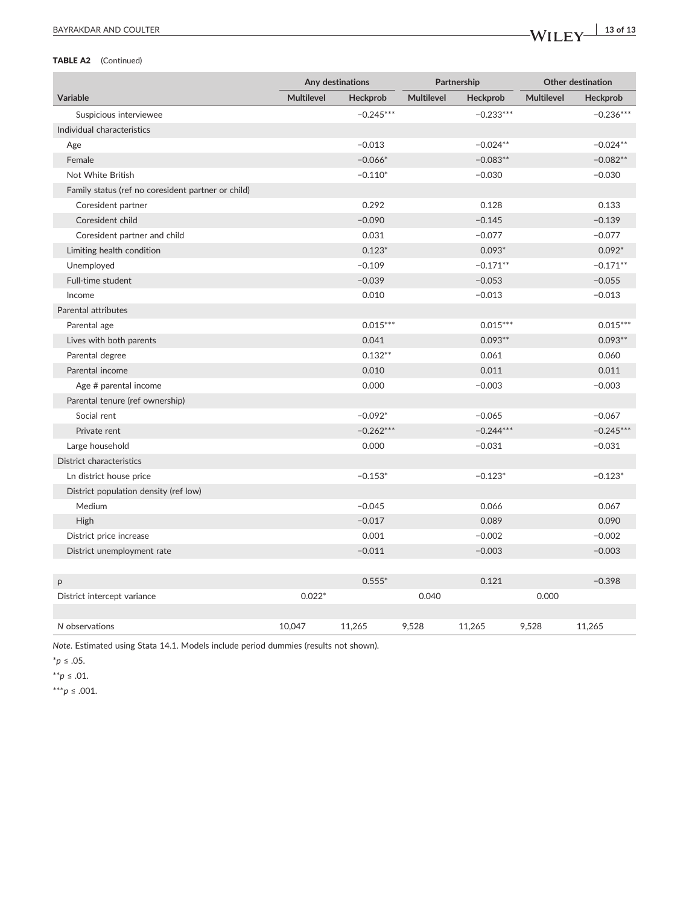**TABLE A2** (Continued)

| | Any destinations | | Partnership | | Other destination | |
|---|---|---|---|---|---|---|
| Variable | Multilevel | Heckprob | Multilevel | Heckprob | Multilevel | Heckprob |
| Suspicious interviewee | | −0.245*** | | −0.233*** | | −0.236*** |
| Individual characteristics | | | | | | |
| Age | | −0.013 | | −0.024** | | −0.024** |
| Female | | −0.066* | | −0.083** | | −0.082** |
| Not White British | | −0.110* | | −0.030 | | −0.030 |
| Family status (ref no coresident partner or child) | | | | | | |
| Coresident partner | | 0.292 | | 0.128 | | 0.133 |
| Coresident child | | −0.090 | | −0.145 | | −0.139 |
| Coresident partner and child | | 0.031 | | −0.077 | | −0.077 |
| Limiting health condition | | 0.123* | | 0.093* | | 0.092* |
| Unemployed | | −0.109 | | −0.171** | | −0.171** |
| Full-time student | | −0.039 | | −0.053 | | −0.055 |
| Income | | 0.010 | | −0.013 | | −0.013 |
| Parental attributes | | | | | | |
| Parental age | | 0.015*** | | 0.015*** | | 0.015*** |
| Lives with both parents | | 0.041 | | 0.093** | | 0.093** |
| Parental degree | | 0.132** | | 0.061 | | 0.060 |
| Parental income | | 0.010 | | 0.011 | | 0.011 |
| Age # parental income | | 0.000 | | −0.003 | | −0.003 |
| Parental tenure (ref ownership) | | | | | | |
| Social rent | | −0.092* | | −0.065 | | −0.067 |
| Private rent | | −0.262*** | | −0.244*** | | −0.245*** |
| Large household | | 0.000 | | −0.031 | | −0.031 |
| District characteristics | | | | | | |
| Ln district house price | | −0.153* | | −0.123* | | −0.123* |
| District population density (ref low) | | | | | | |
| Medium | | −0.045 | | 0.066 | | 0.067 |
| High | | −0.017 | | 0.089 | | 0.090 |
| District price increase | | 0.001 | | −0.002 | | −0.002 |
| District unemployment rate | | −0.011 | | −0.003 | | −0.003 |
| | | | | | | |
| ρ | | 0.555* | | 0.121 | | −0.398 |
| District intercept variance | 0.022* | | 0.040 | | 0.000 | |
| | | | | | | |
| *N* observations | 10,047 | 11,265 | 9,528 | 11,265 | 9,528 | 11,265 |

*Note.* Estimated using Stata 14.1. Models include period dummies (results not shown).

*$p \le .05$.

**$p \le .01$.

***$p \le .001$.